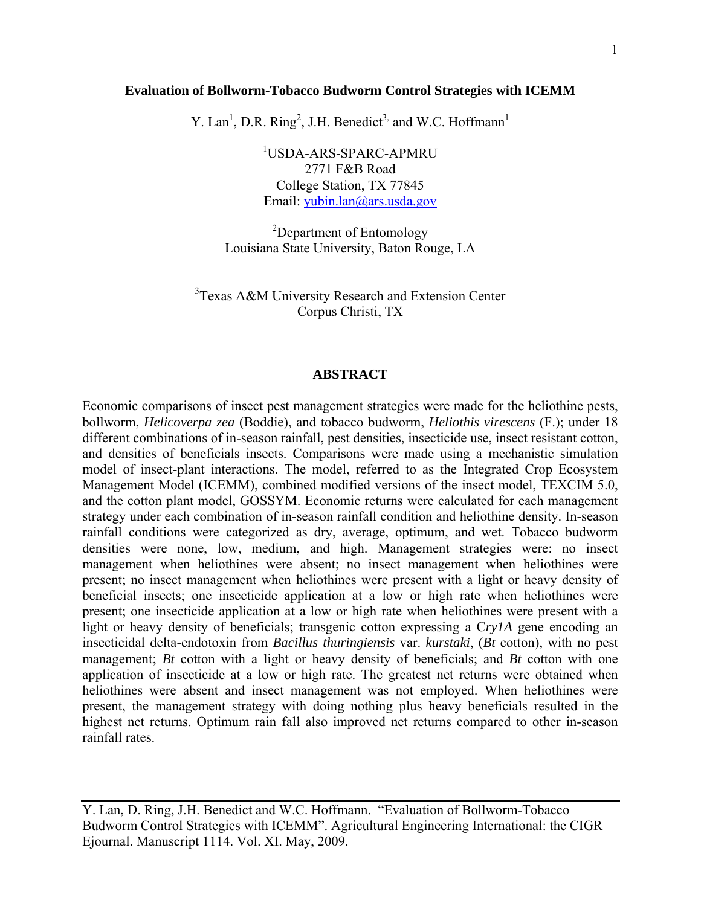**Evaluation of Bollworm-Tobacco Budworm Control Strategies with ICEMM**

Y. Lan[1], D.R. Ring[2], J.H. Benedict[3] and W.C. Hoffmann[1]

[1]USDA-ARS-SPARC-APMRU
2771 F&B Road
College Station, TX 77845
Email: yubin.lan@ars.usda.gov

[2]Department of Entomology
Louisiana State University, Baton Rouge, LA

[3]Texas A&M University Research and Extension Center
Corpus Christi, TX

## ABSTRACT

Economic comparisons of insect pest management strategies were made for the heliothine pests, bollworm, *Helicoverpa zea* (Boddie), and tobacco budworm, *Heliothis virescens* (F.); under 18 different combinations of in-season rainfall, pest densities, insecticide use, insect resistant cotton, and densities of beneficials insects. Comparisons were made using a mechanistic simulation model of insect-plant interactions. The model, referred to as the Integrated Crop Ecosystem Management Model (ICEMM), combined modified versions of the insect model, TEXCIM 5.0, and the cotton plant model, GOSSYM. Economic returns were calculated for each management strategy under each combination of in-season rainfall condition and heliothine density. In-season rainfall conditions were categorized as dry, average, optimum, and wet. Tobacco budworm densities were none, low, medium, and high. Management strategies were: no insect management when heliothines were absent; no insect management when heliothines were present; no insect management when heliothines were present with a light or heavy density of beneficial insects; one insecticide application at a low or high rate when heliothines were present; one insecticide application at a low or high rate when heliothines were present with a light or heavy density of beneficials; transgenic cotton expressing a C*ry1A* gene encoding an insecticidal delta-endotoxin from *Bacillus thuringiensis* var. *kurstaki*, (*Bt* cotton), with no pest management; *Bt* cotton with a light or heavy density of beneficials; and *Bt* cotton with one application of insecticide at a low or high rate. The greatest net returns were obtained when heliothines were absent and insect management was not employed. When heliothines were present, the management strategy with doing nothing plus heavy beneficials resulted in the highest net returns. Optimum rain fall also improved net returns compared to other in-season rainfall rates.

Y. Lan, D. Ring, J.H. Benedict and W.C. Hoffmann. "Evaluation of Bollworm-Tobacco Budworm Control Strategies with ICEMM". Agricultural Engineering International: the CIGR Ejournal. Manuscript 1114. Vol. XI. May, 2009.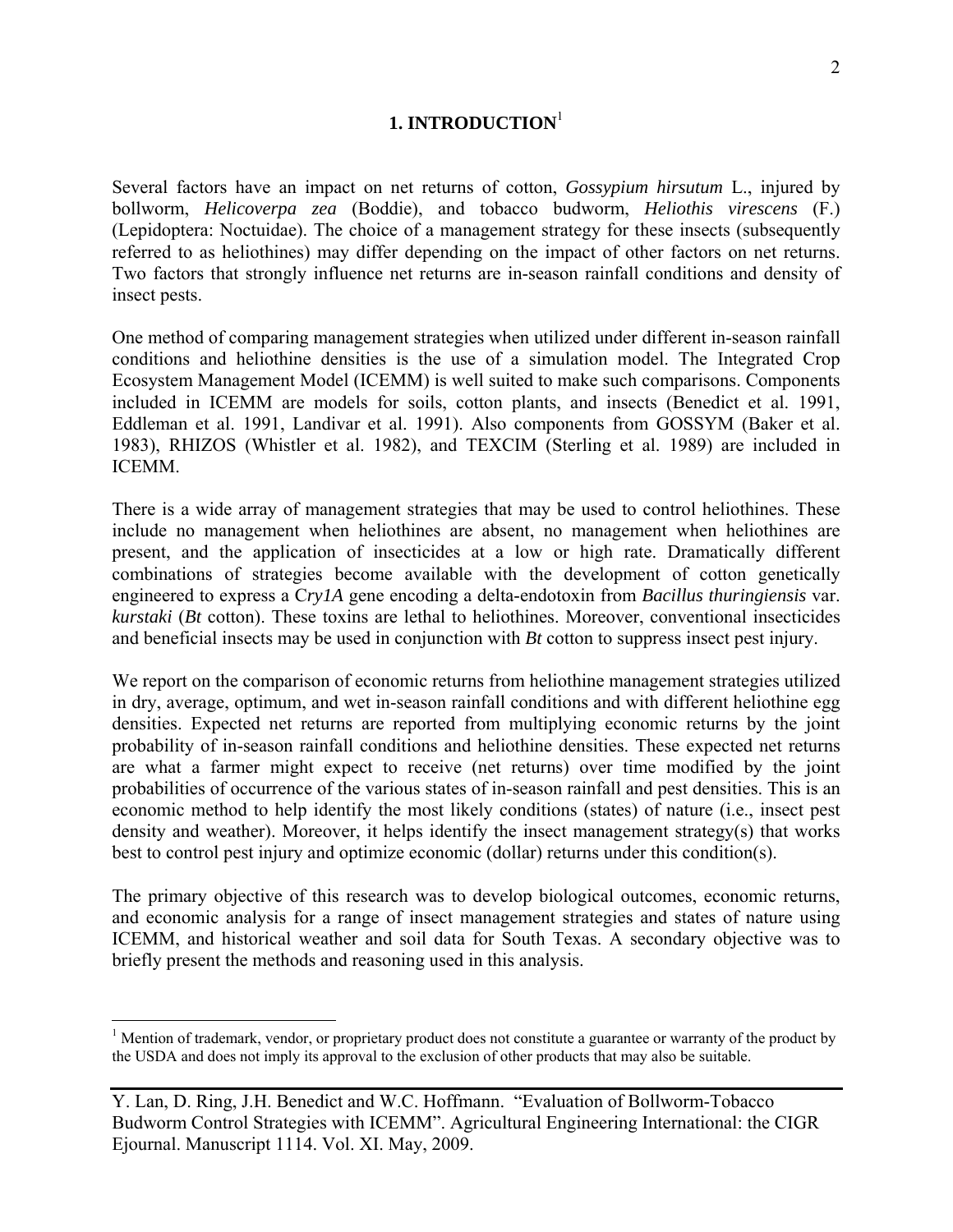# 1. INTRODUCTION[1]

Several factors have an impact on net returns of cotton, *Gossypium hirsutum* L., injured by bollworm, *Helicoverpa zea* (Boddie), and tobacco budworm, *Heliothis virescens* (F.) (Lepidoptera: Noctuidae). The choice of a management strategy for these insects (subsequently referred to as heliothines) may differ depending on the impact of other factors on net returns. Two factors that strongly influence net returns are in-season rainfall conditions and density of insect pests.

One method of comparing management strategies when utilized under different in-season rainfall conditions and heliothine densities is the use of a simulation model. The Integrated Crop Ecosystem Management Model (ICEMM) is well suited to make such comparisons. Components included in ICEMM are models for soils, cotton plants, and insects (Benedict et al. 1991, Eddleman et al. 1991, Landivar et al. 1991). Also components from GOSSYM (Baker et al. 1983), RHIZOS (Whistler et al. 1982), and TEXCIM (Sterling et al. 1989) are included in ICEMM.

There is a wide array of management strategies that may be used to control heliothines. These include no management when heliothines are absent, no management when heliothines are present, and the application of insecticides at a low or high rate. Dramatically different combinations of strategies become available with the development of cotton genetically engineered to express a C*ry1A* gene encoding a delta-endotoxin from *Bacillus thuringiensis* var. *kurstaki* (*Bt* cotton). These toxins are lethal to heliothines. Moreover, conventional insecticides and beneficial insects may be used in conjunction with *Bt* cotton to suppress insect pest injury.

We report on the comparison of economic returns from heliothine management strategies utilized in dry, average, optimum, and wet in-season rainfall conditions and with different heliothine egg densities. Expected net returns are reported from multiplying economic returns by the joint probability of in-season rainfall conditions and heliothine densities. These expected net returns are what a farmer might expect to receive (net returns) over time modified by the joint probabilities of occurrence of the various states of in-season rainfall and pest densities. This is an economic method to help identify the most likely conditions (states) of nature (i.e., insect pest density and weather). Moreover, it helps identify the insect management strategy(s) that works best to control pest injury and optimize economic (dollar) returns under this condition(s).

The primary objective of this research was to develop biological outcomes, economic returns, and economic analysis for a range of insect management strategies and states of nature using ICEMM, and historical weather and soil data for South Texas. A secondary objective was to briefly present the methods and reasoning used in this analysis.

[1] Mention of trademark, vendor, or proprietary product does not constitute a guarantee or warranty of the product by the USDA and does not imply its approval to the exclusion of other products that may also be suitable.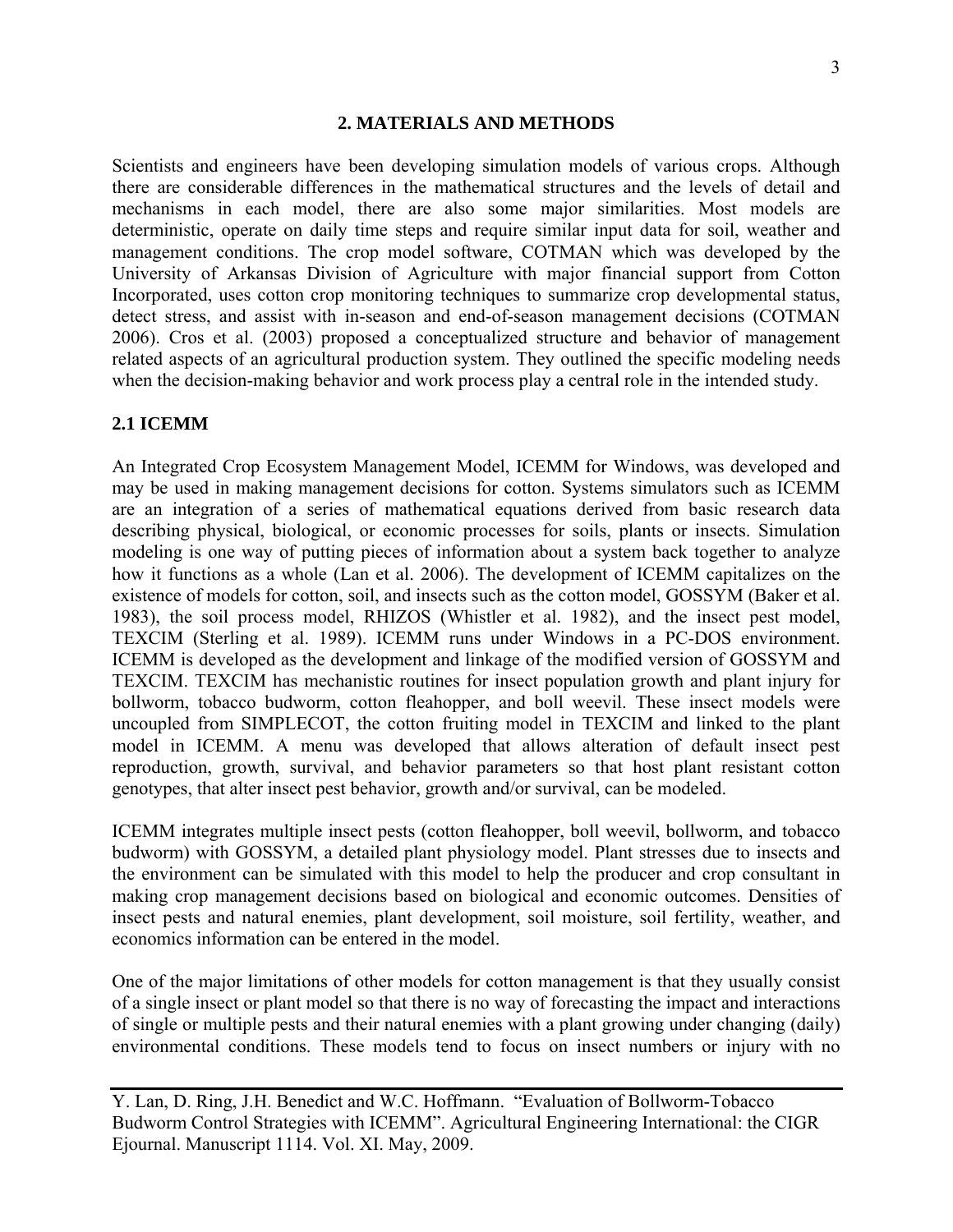## 2. MATERIALS AND METHODS

Scientists and engineers have been developing simulation models of various crops. Although there are considerable differences in the mathematical structures and the levels of detail and mechanisms in each model, there are also some major similarities. Most models are deterministic, operate on daily time steps and require similar input data for soil, weather and management conditions. The crop model software, COTMAN which was developed by the University of Arkansas Division of Agriculture with major financial support from Cotton Incorporated, uses cotton crop monitoring techniques to summarize crop developmental status, detect stress, and assist with in-season and end-of-season management decisions (COTMAN 2006). Cros et al. (2003) proposed a conceptualized structure and behavior of management related aspects of an agricultural production system. They outlined the specific modeling needs when the decision-making behavior and work process play a central role in the intended study.

### 2.1 ICEMM

An Integrated Crop Ecosystem Management Model, ICEMM for Windows, was developed and may be used in making management decisions for cotton. Systems simulators such as ICEMM are an integration of a series of mathematical equations derived from basic research data describing physical, biological, or economic processes for soils, plants or insects. Simulation modeling is one way of putting pieces of information about a system back together to analyze how it functions as a whole (Lan et al. 2006). The development of ICEMM capitalizes on the existence of models for cotton, soil, and insects such as the cotton model, GOSSYM (Baker et al. 1983), the soil process model, RHIZOS (Whistler et al. 1982), and the insect pest model, TEXCIM (Sterling et al. 1989). ICEMM runs under Windows in a PC-DOS environment. ICEMM is developed as the development and linkage of the modified version of GOSSYM and TEXCIM. TEXCIM has mechanistic routines for insect population growth and plant injury for bollworm, tobacco budworm, cotton fleahopper, and boll weevil. These insect models were uncoupled from SIMPLECOT, the cotton fruiting model in TEXCIM and linked to the plant model in ICEMM. A menu was developed that allows alteration of default insect pest reproduction, growth, survival, and behavior parameters so that host plant resistant cotton genotypes, that alter insect pest behavior, growth and/or survival, can be modeled.

ICEMM integrates multiple insect pests (cotton fleahopper, boll weevil, bollworm, and tobacco budworm) with GOSSYM, a detailed plant physiology model. Plant stresses due to insects and the environment can be simulated with this model to help the producer and crop consultant in making crop management decisions based on biological and economic outcomes. Densities of insect pests and natural enemies, plant development, soil moisture, soil fertility, weather, and economics information can be entered in the model.

One of the major limitations of other models for cotton management is that they usually consist of a single insect or plant model so that there is no way of forecasting the impact and interactions of single or multiple pests and their natural enemies with a plant growing under changing (daily) environmental conditions. These models tend to focus on insect numbers or injury with no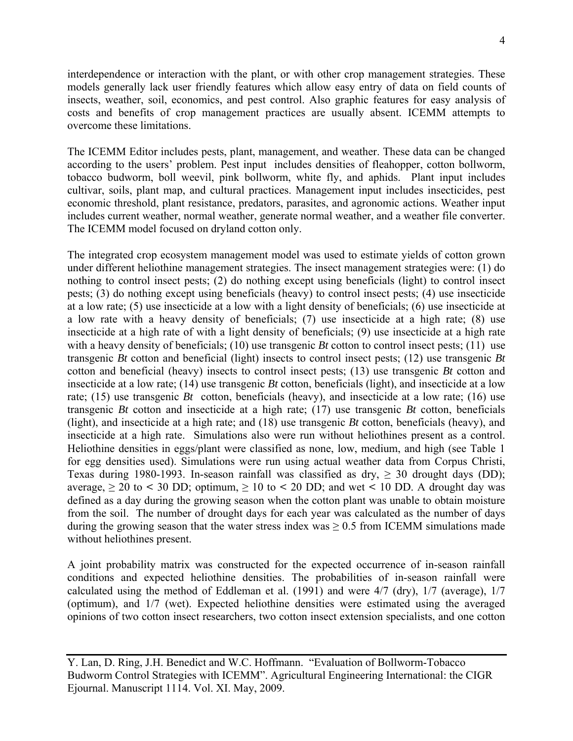interdependence or interaction with the plant, or with other crop management strategies. These models generally lack user friendly features which allow easy entry of data on field counts of insects, weather, soil, economics, and pest control. Also graphic features for easy analysis of costs and benefits of crop management practices are usually absent. ICEMM attempts to overcome these limitations.

The ICEMM Editor includes pests, plant, management, and weather. These data can be changed according to the users' problem. Pest input includes densities of fleahopper, cotton bollworm, tobacco budworm, boll weevil, pink bollworm, white fly, and aphids. Plant input includes cultivar, soils, plant map, and cultural practices. Management input includes insecticides, pest economic threshold, plant resistance, predators, parasites, and agronomic actions. Weather input includes current weather, normal weather, generate normal weather, and a weather file converter. The ICEMM model focused on dryland cotton only.

The integrated crop ecosystem management model was used to estimate yields of cotton grown under different heliothine management strategies. The insect management strategies were: (1) do nothing to control insect pests; (2) do nothing except using beneficials (light) to control insect pests; (3) do nothing except using beneficials (heavy) to control insect pests; (4) use insecticide at a low rate; (5) use insecticide at a low with a light density of beneficials; (6) use insecticide at a low rate with a heavy density of beneficials; (7) use insecticide at a high rate; (8) use insecticide at a high rate of with a light density of beneficials; (9) use insecticide at a high rate with a heavy density of beneficials; (10) use transgenic *Bt* cotton to control insect pests; (11) use transgenic *Bt* cotton and beneficial (light) insects to control insect pests; (12) use transgenic *Bt* cotton and beneficial (heavy) insects to control insect pests; (13) use transgenic *Bt* cotton and insecticide at a low rate; (14) use transgenic *Bt* cotton, beneficials (light), and insecticide at a low rate; (15) use transgenic *Bt* cotton, beneficials (heavy), and insecticide at a low rate; (16) use transgenic *Bt* cotton and insecticide at a high rate; (17) use transgenic *Bt* cotton, beneficials (light), and insecticide at a high rate; and (18) use transgenic *Bt* cotton, beneficials (heavy), and insecticide at a high rate. Simulations also were run without heliothines present as a control. Heliothine densities in eggs/plant were classified as none, low, medium, and high (see Table 1 for egg densities used). Simulations were run using actual weather data from Corpus Christi, Texas during 1980-1993. In-season rainfall was classified as dry, $\geq$ 30 drought days (DD); average, $\geq$ 20 to $<$ 30 DD; optimum, $\geq$ 10 to $<$ 20 DD; and wet $<$ 10 DD. A drought day was defined as a day during the growing season when the cotton plant was unable to obtain moisture from the soil. The number of drought days for each year was calculated as the number of days during the growing season that the water stress index was $\geq 0.5$ from ICEMM simulations made without heliothines present.

A joint probability matrix was constructed for the expected occurrence of in-season rainfall conditions and expected heliothine densities. The probabilities of in-season rainfall were calculated using the method of Eddleman et al. (1991) and were 4/7 (dry), 1/7 (average), 1/7 (optimum), and 1/7 (wet). Expected heliothine densities were estimated using the averaged opinions of two cotton insect researchers, two cotton insect extension specialists, and one cotton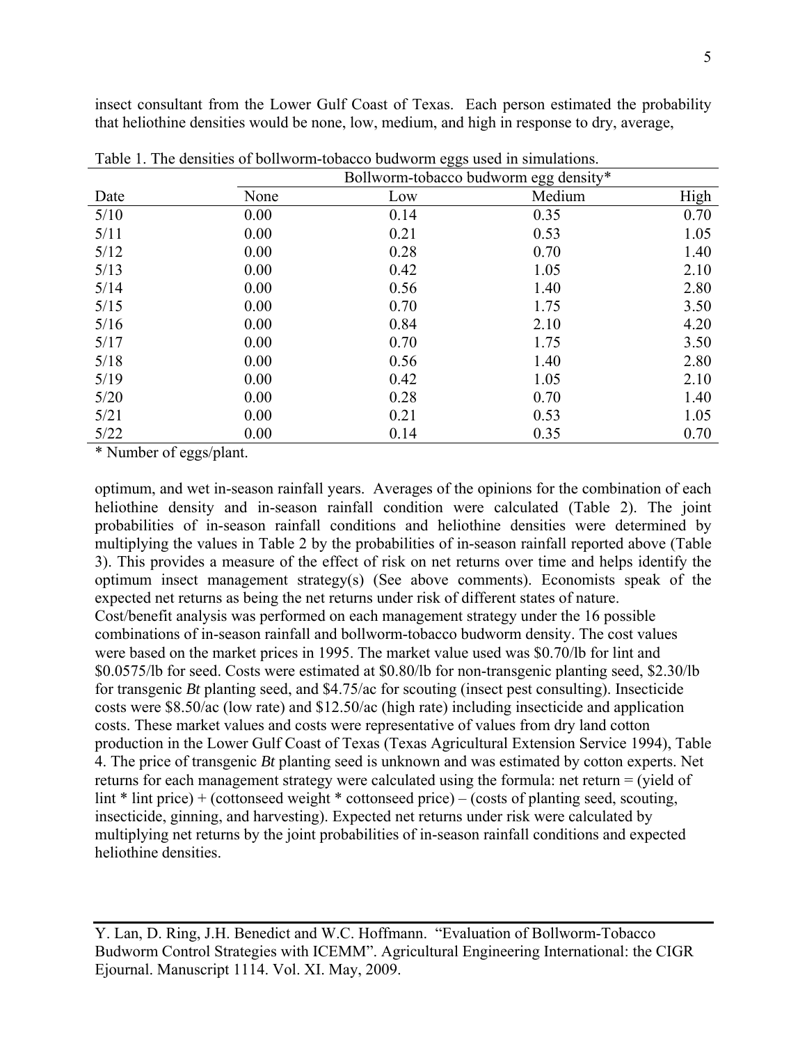insect consultant from the Lower Gulf Coast of Texas. Each person estimated the probability that heliothine densities would be none, low, medium, and high in response to dry, average,

Table 1. The densities of bollworm-tobacco budworm eggs used in simulations.

| | Bollworm-tobacco budworm egg density* | | | |
|---|---|---|---|---|
| Date | None | Low | Medium | High |
| 5/10 | 0.00 | 0.14 | 0.35 | 0.70 |
| 5/11 | 0.00 | 0.21 | 0.53 | 1.05 |
| 5/12 | 0.00 | 0.28 | 0.70 | 1.40 |
| 5/13 | 0.00 | 0.42 | 1.05 | 2.10 |
| 5/14 | 0.00 | 0.56 | 1.40 | 2.80 |
| 5/15 | 0.00 | 0.70 | 1.75 | 3.50 |
| 5/16 | 0.00 | 0.84 | 2.10 | 4.20 |
| 5/17 | 0.00 | 0.70 | 1.75 | 3.50 |
| 5/18 | 0.00 | 0.56 | 1.40 | 2.80 |
| 5/19 | 0.00 | 0.42 | 1.05 | 2.10 |
| 5/20 | 0.00 | 0.28 | 0.70 | 1.40 |
| 5/21 | 0.00 | 0.21 | 0.53 | 1.05 |
| 5/22 | 0.00 | 0.14 | 0.35 | 0.70 |

* Number of eggs/plant.

optimum, and wet in-season rainfall years. Averages of the opinions for the combination of each heliothine density and in-season rainfall condition were calculated (Table 2). The joint probabilities of in-season rainfall conditions and heliothine densities were determined by multiplying the values in Table 2 by the probabilities of in-season rainfall reported above (Table 3). This provides a measure of the effect of risk on net returns over time and helps identify the optimum insect management strategy(s) (See above comments). Economists speak of the expected net returns as being the net returns under risk of different states of nature.

Cost/benefit analysis was performed on each management strategy under the 16 possible combinations of in-season rainfall and bollworm-tobacco budworm density. The cost values were based on the market prices in 1995. The market value used was \$0.70/lb for lint and \$0.0575/lb for seed. Costs were estimated at \$0.80/lb for non-transgenic planting seed, \$2.30/lb for transgenic *Bt* planting seed, and \$4.75/ac for scouting (insect pest consulting). Insecticide costs were \$8.50/ac (low rate) and \$12.50/ac (high rate) including insecticide and application costs. These market values and costs were representative of values from dry land cotton production in the Lower Gulf Coast of Texas (Texas Agricultural Extension Service 1994), Table 4. The price of transgenic *Bt* planting seed is unknown and was estimated by cotton experts. Net returns for each management strategy were calculated using the formula: net return = (yield of lint * lint price) + (cottonseed weight * cottonseed price) – (costs of planting seed, scouting, insecticide, ginning, and harvesting). Expected net returns under risk were calculated by multiplying net returns by the joint probabilities of in-season rainfall conditions and expected heliothine densities.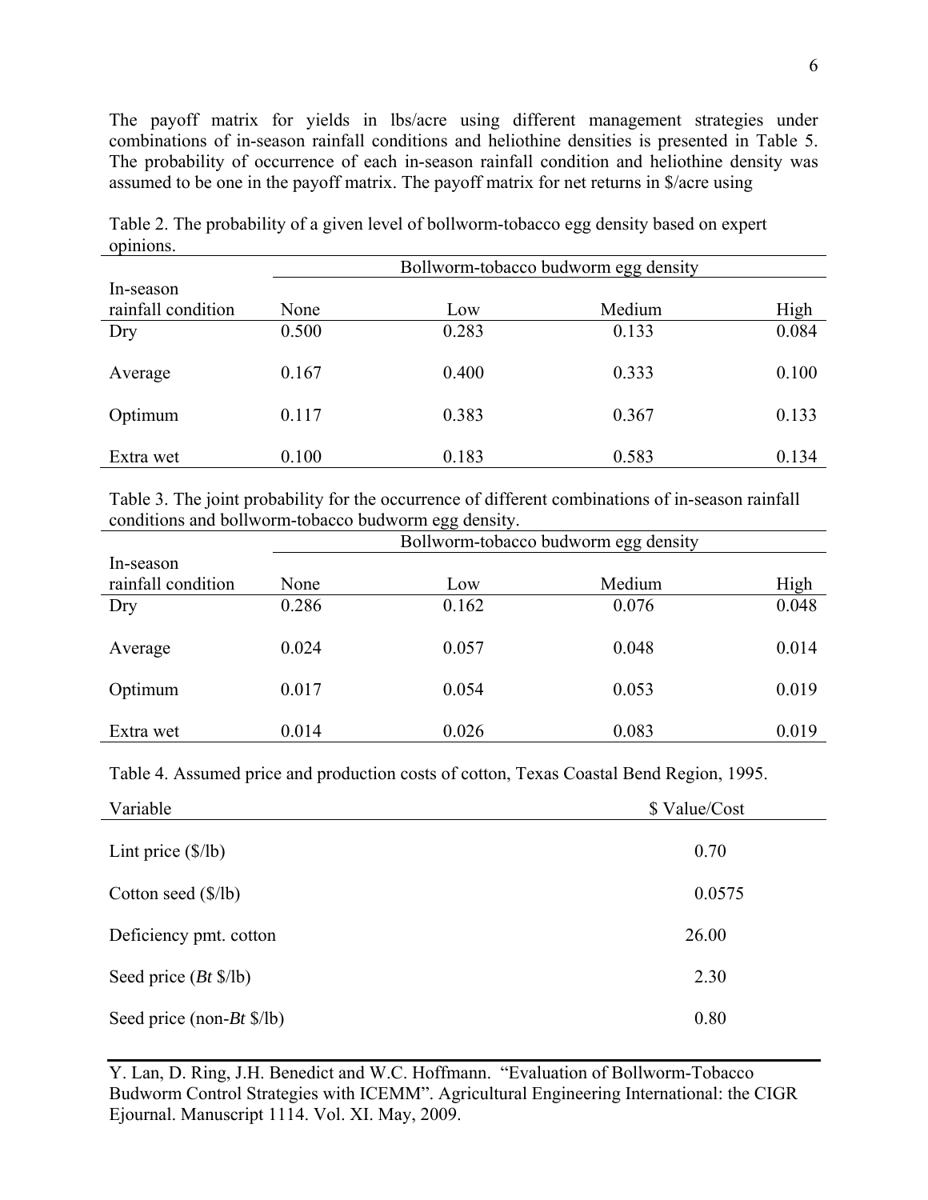The payoff matrix for yields in lbs/acre using different management strategies under combinations of in-season rainfall conditions and heliothine densities is presented in Table 5. The probability of occurrence of each in-season rainfall condition and heliothine density was assumed to be one in the payoff matrix. The payoff matrix for net returns in \$/acre using

Table 2. The probability of a given level of bollworm-tobacco egg density based on expert opinions.

| | Bollworm-tobacco budworm egg density | | | |
|---|---|---|---|---|
| In-season rainfall condition | None | Low | Medium | High |
| Dry | 0.500 | 0.283 | 0.133 | 0.084 |
| Average | 0.167 | 0.400 | 0.333 | 0.100 |
| Optimum | 0.117 | 0.383 | 0.367 | 0.133 |
| Extra wet | 0.100 | 0.183 | 0.583 | 0.134 |

Table 3. The joint probability for the occurrence of different combinations of in-season rainfall conditions and bollworm-tobacco budworm egg density.

| | Bollworm-tobacco budworm egg density | | | |
|---|---|---|---|---|
| In-season rainfall condition | None | Low | Medium | High |
| Dry | 0.286 | 0.162 | 0.076 | 0.048 |
| Average | 0.024 | 0.057 | 0.048 | 0.014 |
| Optimum | 0.017 | 0.054 | 0.053 | 0.019 |
| Extra wet | 0.014 | 0.026 | 0.083 | 0.019 |

Table 4. Assumed price and production costs of cotton, Texas Coastal Bend Region, 1995.

| Variable | \$ Value/Cost |
|---|---|
| Lint price (\$/lb) | 0.70 |
| Cotton seed (\$/lb) | 0.0575 |
| Deficiency pmt. cotton | 26.00 |
| Seed price (*Bt* \$/lb) | 2.30 |
| Seed price (non-*Bt* \$/lb) | 0.80 |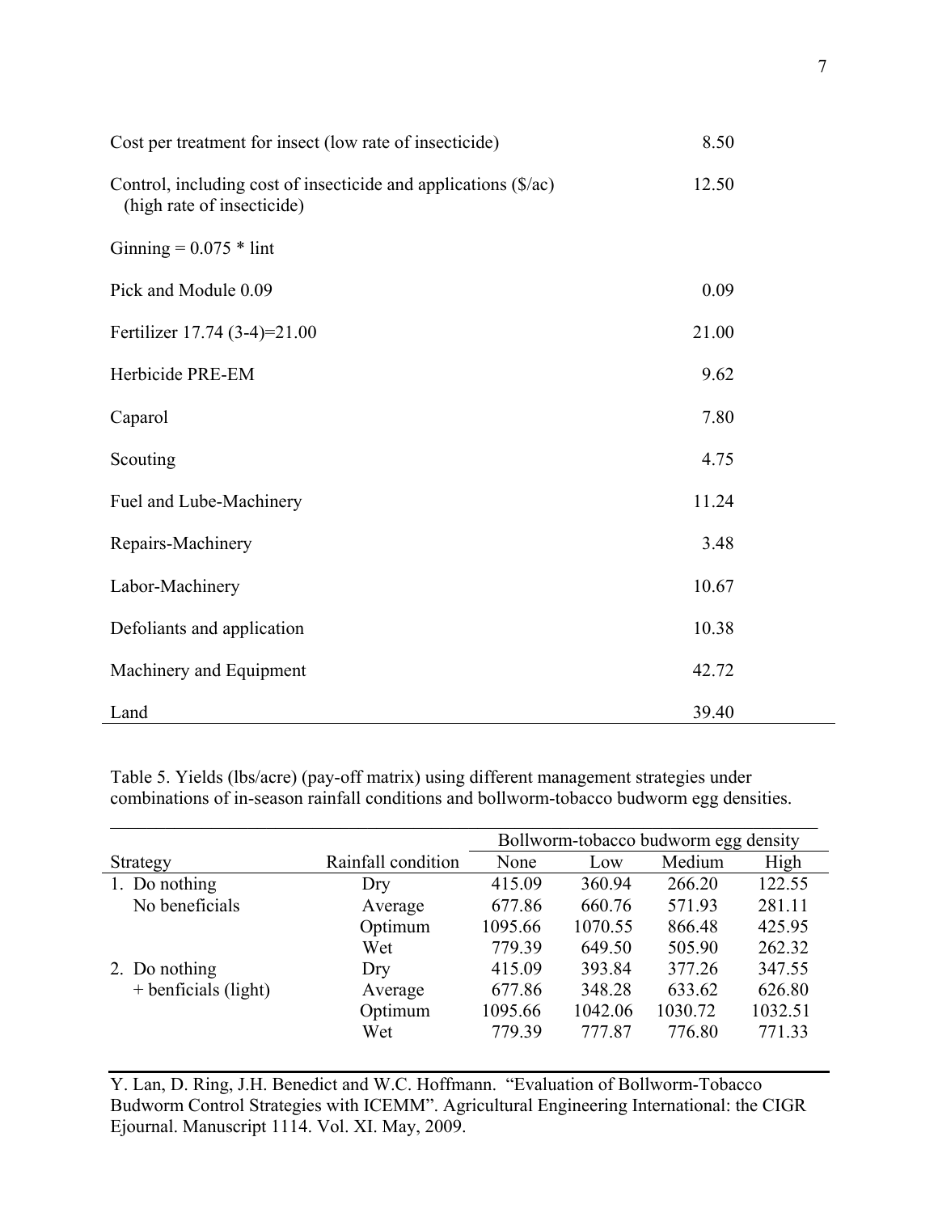| | |
|---|---|
| Cost per treatment for insect (low rate of insecticide) | 8.50 |
| Control, including cost of insecticide and applications ($/ac) (high rate of insecticide) | 12.50 |
| Ginning = 0.075 * lint | |
| Pick and Module 0.09 | 0.09 |
| Fertilizer 17.74 (3-4)=21.00 | 21.00 |
| Herbicide PRE-EM | 9.62 |
| Caparol | 7.80 |
| Scouting | 4.75 |
| Fuel and Lube-Machinery | 11.24 |
| Repairs-Machinery | 3.48 |
| Labor-Machinery | 10.67 |
| Defoliants and application | 10.38 |
| Machinery and Equipment | 42.72 |
| Land | 39.40 |

Table 5. Yields (lbs/acre) (pay-off matrix) using different management strategies under combinations of in-season rainfall conditions and bollworm-tobacco budworm egg densities.

| | | Bollworm-tobacco budworm egg density | | | |
|---|---|---|---|---|---|
| Strategy | Rainfall condition | None | Low | Medium | High |
| 1. Do nothing | Dry | 415.09 | 360.94 | 266.20 | 122.55 |
| No beneficials | Average | 677.86 | 660.76 | 571.93 | 281.11 |
| | Optimum | 1095.66 | 1070.55 | 866.48 | 425.95 |
| | Wet | 779.39 | 649.50 | 505.90 | 262.32 |
| 2. Do nothing | Dry | 415.09 | 393.84 | 377.26 | 347.55 |
| + benficials (light) | Average | 677.86 | 348.28 | 633.62 | 626.80 |
| | Optimum | 1095.66 | 1042.06 | 1030.72 | 1032.51 |
| | Wet | 779.39 | 777.87 | 776.80 | 771.33 |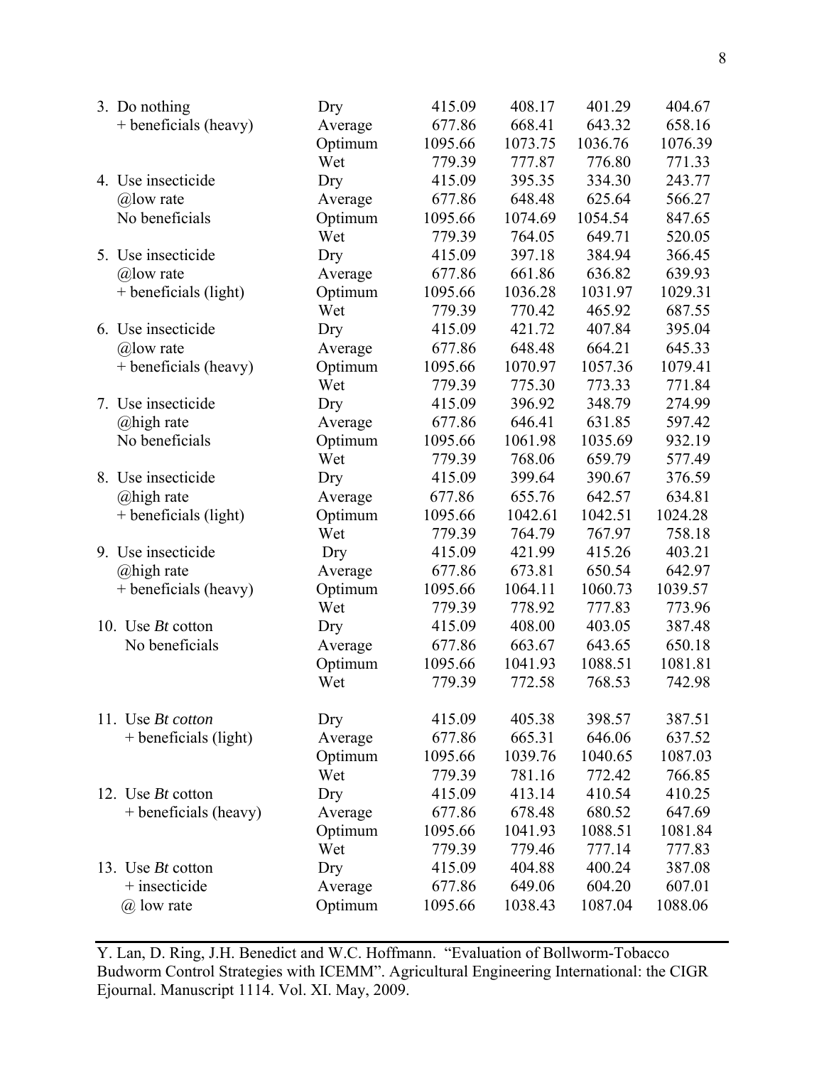| | | | | | |
|---|---|---|---|---|---|
| 3. Do nothing + beneficials (heavy) | Dry | 415.09 | 408.17 | 401.29 | 404.67 |
| | Average | 677.86 | 668.41 | 643.32 | 658.16 |
| | Optimum | 1095.66 | 1073.75 | 1036.76 | 1076.39 |
| | Wet | 779.39 | 777.87 | 776.80 | 771.33 |
| 4. Use insecticide @low rate No beneficials | Dry | 415.09 | 395.35 | 334.30 | 243.77 |
| | Average | 677.86 | 648.48 | 625.64 | 566.27 |
| | Optimum | 1095.66 | 1074.69 | 1054.54 | 847.65 |
| | Wet | 779.39 | 764.05 | 649.71 | 520.05 |
| 5. Use insecticide @low rate + beneficials (light) | Dry | 415.09 | 397.18 | 384.94 | 366.45 |
| | Average | 677.86 | 661.86 | 636.82 | 639.93 |
| | Optimum | 1095.66 | 1036.28 | 1031.97 | 1029.31 |
| | Wet | 779.39 | 770.42 | 465.92 | 687.55 |
| 6. Use insecticide @low rate + beneficials (heavy) | Dry | 415.09 | 421.72 | 407.84 | 395.04 |
| | Average | 677.86 | 648.48 | 664.21 | 645.33 |
| | Optimum | 1095.66 | 1070.97 | 1057.36 | 1079.41 |
| | Wet | 779.39 | 775.30 | 773.33 | 771.84 |
| 7. Use insecticide @high rate No beneficials | Dry | 415.09 | 396.92 | 348.79 | 274.99 |
| | Average | 677.86 | 646.41 | 631.85 | 597.42 |
| | Optimum | 1095.66 | 1061.98 | 1035.69 | 932.19 |
| | Wet | 779.39 | 768.06 | 659.79 | 577.49 |
| 8. Use insecticide @high rate + beneficials (light) | Dry | 415.09 | 399.64 | 390.67 | 376.59 |
| | Average | 677.86 | 655.76 | 642.57 | 634.81 |
| | Optimum | 1095.66 | 1042.61 | 1042.51 | 1024.28 |
| | Wet | 779.39 | 764.79 | 767.97 | 758.18 |
| 9. Use insecticide @high rate + beneficials (heavy) | Dry | 415.09 | 421.99 | 415.26 | 403.21 |
| | Average | 677.86 | 673.81 | 650.54 | 642.97 |
| | Optimum | 1095.66 | 1064.11 | 1060.73 | 1039.57 |
| | Wet | 779.39 | 778.92 | 777.83 | 773.96 |
| 10. Use *Bt* cotton No beneficials | Dry | 415.09 | 408.00 | 403.05 | 387.48 |
| | Average | 677.86 | 663.67 | 643.65 | 650.18 |
| | Optimum | 1095.66 | 1041.93 | 1088.51 | 1081.81 |
| | Wet | 779.39 | 772.58 | 768.53 | 742.98 |
| 11. Use *Bt cotton* + beneficials (light) | Dry | 415.09 | 405.38 | 398.57 | 387.51 |
| | Average | 677.86 | 665.31 | 646.06 | 637.52 |
| | Optimum | 1095.66 | 1039.76 | 1040.65 | 1087.03 |
| | Wet | 779.39 | 781.16 | 772.42 | 766.85 |
| 12. Use *Bt* cotton + beneficials (heavy) | Dry | 415.09 | 413.14 | 410.54 | 410.25 |
| | Average | 677.86 | 678.48 | 680.52 | 647.69 |
| | Optimum | 1095.66 | 1041.93 | 1088.51 | 1081.84 |
| | Wet | 779.39 | 779.46 | 777.14 | 777.83 |
| 13. Use *Bt* cotton + insecticide @ low rate | Dry | 415.09 | 404.88 | 400.24 | 387.08 |
| | Average | 677.86 | 649.06 | 604.20 | 607.01 |
| | Optimum | 1095.66 | 1038.43 | 1087.04 | 1088.06 |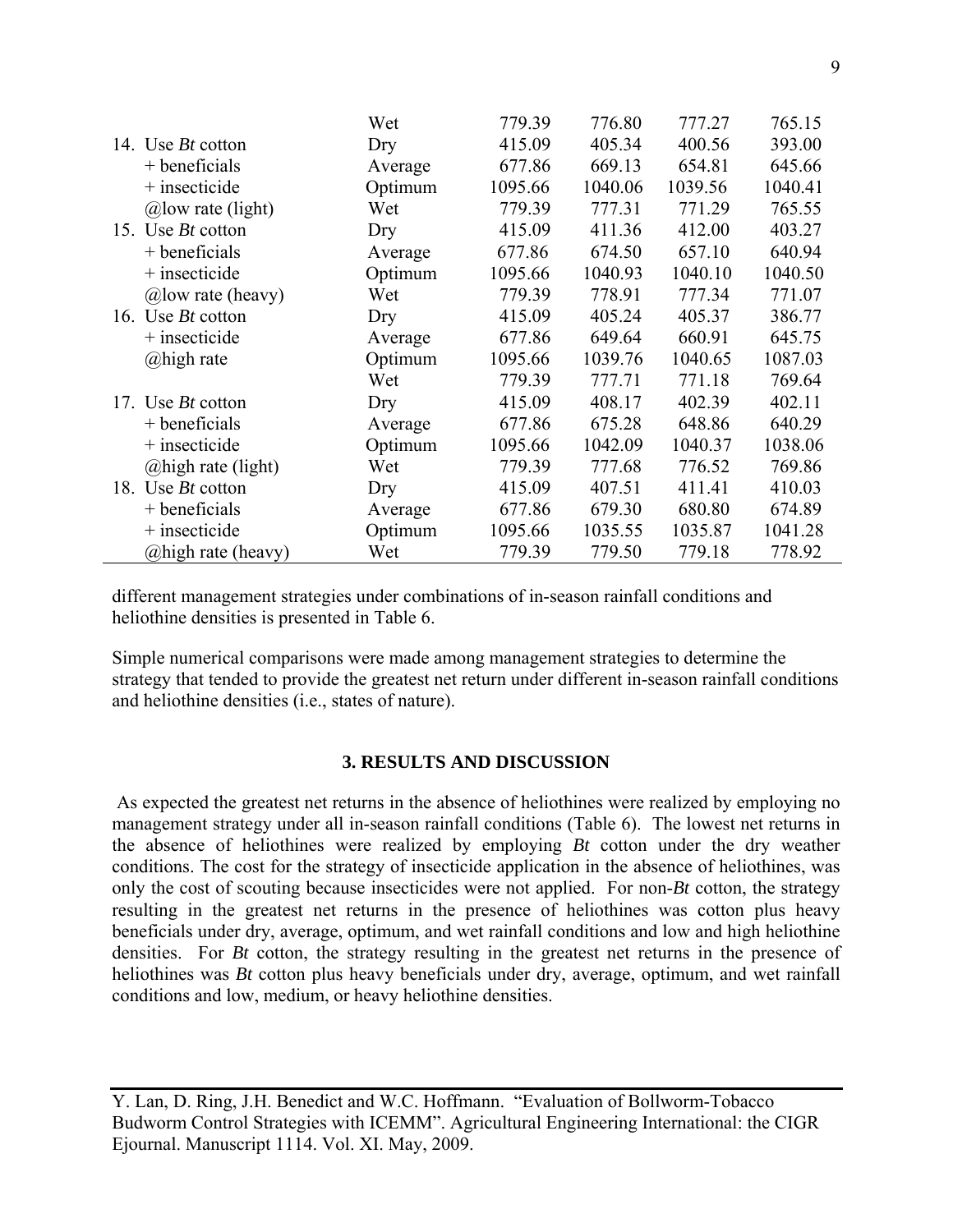| | | | | | |
|---|---|---|---|---|---|
| | Wet | 779.39 | 776.80 | 777.27 | 765.15 |
| 14. Use *Bt* cotton | Dry | 415.09 | 405.34 | 400.56 | 393.00 |
| + beneficials | Average | 677.86 | 669.13 | 654.81 | 645.66 |
| + insecticide | Optimum | 1095.66 | 1040.06 | 1039.56 | 1040.41 |
| @low rate (light) | Wet | 779.39 | 777.31 | 771.29 | 765.55 |
| 15. Use *Bt* cotton | Dry | 415.09 | 411.36 | 412.00 | 403.27 |
| + beneficials | Average | 677.86 | 674.50 | 657.10 | 640.94 |
| + insecticide | Optimum | 1095.66 | 1040.93 | 1040.10 | 1040.50 |
| @low rate (heavy) | Wet | 779.39 | 778.91 | 777.34 | 771.07 |
| 16. Use *Bt* cotton | Dry | 415.09 | 405.24 | 405.37 | 386.77 |
| + insecticide | Average | 677.86 | 649.64 | 660.91 | 645.75 |
| @high rate | Optimum | 1095.66 | 1039.76 | 1040.65 | 1087.03 |
| | Wet | 779.39 | 777.71 | 771.18 | 769.64 |
| 17. Use *Bt* cotton | Dry | 415.09 | 408.17 | 402.39 | 402.11 |
| + beneficials | Average | 677.86 | 675.28 | 648.86 | 640.29 |
| + insecticide | Optimum | 1095.66 | 1042.09 | 1040.37 | 1038.06 |
| @high rate (light) | Wet | 779.39 | 777.68 | 776.52 | 769.86 |
| 18. Use *Bt* cotton | Dry | 415.09 | 407.51 | 411.41 | 410.03 |
| + beneficials | Average | 677.86 | 679.30 | 680.80 | 674.89 |
| + insecticide | Optimum | 1095.66 | 1035.55 | 1035.87 | 1041.28 |
| @high rate (heavy) | Wet | 779.39 | 779.50 | 779.18 | 778.92 |

different management strategies under combinations of in-season rainfall conditions and heliothine densities is presented in Table 6.

Simple numerical comparisons were made among management strategies to determine the strategy that tended to provide the greatest net return under different in-season rainfall conditions and heliothine densities (i.e., states of nature).

## 3. RESULTS AND DISCUSSION

As expected the greatest net returns in the absence of heliothines were realized by employing no management strategy under all in-season rainfall conditions (Table 6). The lowest net returns in the absence of heliothines were realized by employing *Bt* cotton under the dry weather conditions. The cost for the strategy of insecticide application in the absence of heliothines, was only the cost of scouting because insecticides were not applied. For non-*Bt* cotton, the strategy resulting in the greatest net returns in the presence of heliothines was cotton plus heavy beneficials under dry, average, optimum, and wet rainfall conditions and low and high heliothine densities. For *Bt* cotton, the strategy resulting in the greatest net returns in the presence of heliothines was *Bt* cotton plus heavy beneficials under dry, average, optimum, and wet rainfall conditions and low, medium, or heavy heliothine densities.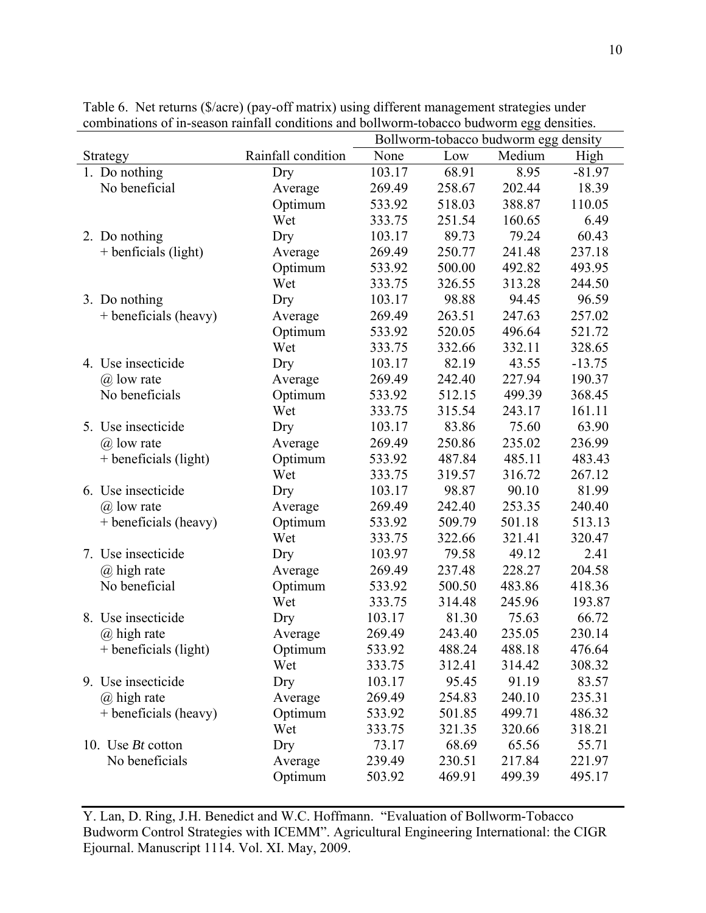Table 6. Net returns (\$/acre) (pay-off matrix) using different management strategies under combinations of in-season rainfall conditions and bollworm-tobacco budworm egg densities.

| Strategy | Rainfall condition | Bollworm-tobacco budworm egg density | | | |
|---|---|---|---|---|---|
| | | None | Low | Medium | High |
| 1. Do nothing | Dry | 103.17 | 68.91 | 8.95 | -81.97 |
| No beneficial | Average | 269.49 | 258.67 | 202.44 | 18.39 |
| | Optimum | 533.92 | 518.03 | 388.87 | 110.05 |
| | Wet | 333.75 | 251.54 | 160.65 | 6.49 |
| 2. Do nothing | Dry | 103.17 | 89.73 | 79.24 | 60.43 |
| + benficials (light) | Average | 269.49 | 250.77 | 241.48 | 237.18 |
| | Optimum | 533.92 | 500.00 | 492.82 | 493.95 |
| | Wet | 333.75 | 326.55 | 313.28 | 244.50 |
| 3. Do nothing | Dry | 103.17 | 98.88 | 94.45 | 96.59 |
| + beneficials (heavy) | Average | 269.49 | 263.51 | 247.63 | 257.02 |
| | Optimum | 533.92 | 520.05 | 496.64 | 521.72 |
| | Wet | 333.75 | 332.66 | 332.11 | 328.65 |
| 4. Use insecticide | Dry | 103.17 | 82.19 | 43.55 | -13.75 |
| @ low rate | Average | 269.49 | 242.40 | 227.94 | 190.37 |
| No beneficials | Optimum | 533.92 | 512.15 | 499.39 | 368.45 |
| | Wet | 333.75 | 315.54 | 243.17 | 161.11 |
| 5. Use insecticide | Dry | 103.17 | 83.86 | 75.60 | 63.90 |
| @ low rate | Average | 269.49 | 250.86 | 235.02 | 236.99 |
| + beneficials (light) | Optimum | 533.92 | 487.84 | 485.11 | 483.43 |
| | Wet | 333.75 | 319.57 | 316.72 | 267.12 |
| 6. Use insecticide | Dry | 103.17 | 98.87 | 90.10 | 81.99 |
| @ low rate | Average | 269.49 | 242.40 | 253.35 | 240.40 |
| + beneficials (heavy) | Optimum | 533.92 | 509.79 | 501.18 | 513.13 |
| | Wet | 333.75 | 322.66 | 321.41 | 320.47 |
| 7. Use insecticide | Dry | 103.97 | 79.58 | 49.12 | 2.41 |
| @ high rate | Average | 269.49 | 237.48 | 228.27 | 204.58 |
| No beneficial | Optimum | 533.92 | 500.50 | 483.86 | 418.36 |
| | Wet | 333.75 | 314.48 | 245.96 | 193.87 |
| 8. Use insecticide | Dry | 103.17 | 81.30 | 75.63 | 66.72 |
| @ high rate | Average | 269.49 | 243.40 | 235.05 | 230.14 |
| + beneficials (light) | Optimum | 533.92 | 488.24 | 488.18 | 476.64 |
| | Wet | 333.75 | 312.41 | 314.42 | 308.32 |
| 9. Use insecticide | Dry | 103.17 | 95.45 | 91.19 | 83.57 |
| @ high rate | Average | 269.49 | 254.83 | 240.10 | 235.31 |
| + beneficials (heavy) | Optimum | 533.92 | 501.85 | 499.71 | 486.32 |
| | Wet | 333.75 | 321.35 | 320.66 | 318.21 |
| 10. Use *Bt* cotton | Dry | 73.17 | 68.69 | 65.56 | 55.71 |
| No beneficials | Average | 239.49 | 230.51 | 217.84 | 221.97 |
| | Optimum | 503.92 | 469.91 | 499.39 | 495.17 |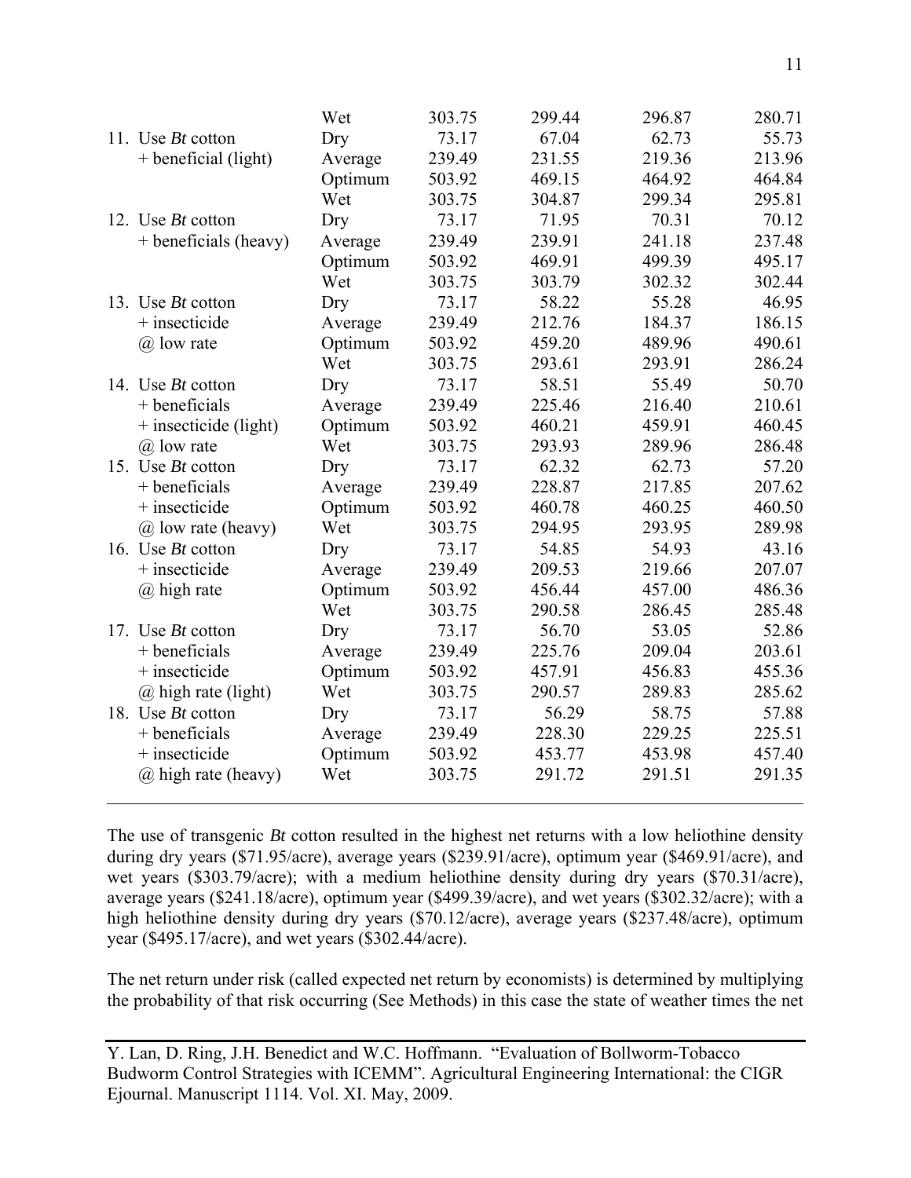| | | | | | |
|---|---|---|---|---|---|
| | Wet | 303.75 | 299.44 | 296.87 | 280.71 |
| 11. Use *Bt* cotton | Dry | 73.17 | 67.04 | 62.73 | 55.73 |
| + beneficial (light) | Average | 239.49 | 231.55 | 219.36 | 213.96 |
| | Optimum | 503.92 | 469.15 | 464.92 | 464.84 |
| | Wet | 303.75 | 304.87 | 299.34 | 295.81 |
| 12. Use *Bt* cotton | Dry | 73.17 | 71.95 | 70.31 | 70.12 |
| + beneficials (heavy) | Average | 239.49 | 239.91 | 241.18 | 237.48 |
| | Optimum | 503.92 | 469.91 | 499.39 | 495.17 |
| | Wet | 303.75 | 303.79 | 302.32 | 302.44 |
| 13. Use *Bt* cotton | Dry | 73.17 | 58.22 | 55.28 | 46.95 |
| + insecticide | Average | 239.49 | 212.76 | 184.37 | 186.15 |
| @ low rate | Optimum | 503.92 | 459.20 | 489.96 | 490.61 |
| | Wet | 303.75 | 293.61 | 293.91 | 286.24 |
| 14. Use *Bt* cotton | Dry | 73.17 | 58.51 | 55.49 | 50.70 |
| + beneficials | Average | 239.49 | 225.46 | 216.40 | 210.61 |
| + insecticide (light) | Optimum | 503.92 | 460.21 | 459.91 | 460.45 |
| @ low rate | Wet | 303.75 | 293.93 | 289.96 | 286.48 |
| 15. Use *Bt* cotton | Dry | 73.17 | 62.32 | 62.73 | 57.20 |
| + beneficials | Average | 239.49 | 228.87 | 217.85 | 207.62 |
| + insecticide | Optimum | 503.92 | 460.78 | 460.25 | 460.50 |
| @ low rate (heavy) | Wet | 303.75 | 294.95 | 293.95 | 289.98 |
| 16. Use *Bt* cotton | Dry | 73.17 | 54.85 | 54.93 | 43.16 |
| + insecticide | Average | 239.49 | 209.53 | 219.66 | 207.07 |
| @ high rate | Optimum | 503.92 | 456.44 | 457.00 | 486.36 |
| | Wet | 303.75 | 290.58 | 286.45 | 285.48 |
| 17. Use *Bt* cotton | Dry | 73.17 | 56.70 | 53.05 | 52.86 |
| + beneficials | Average | 239.49 | 225.76 | 209.04 | 203.61 |
| + insecticide | Optimum | 503.92 | 457.91 | 456.83 | 455.36 |
| @ high rate (light) | Wet | 303.75 | 290.57 | 289.83 | 285.62 |
| 18. Use *Bt* cotton | Dry | 73.17 | 56.29 | 58.75 | 57.88 |
| + beneficials | Average | 239.49 | 228.30 | 229.25 | 225.51 |
| + insecticide | Optimum | 503.92 | 453.77 | 453.98 | 457.40 |
| @ high rate (heavy) | Wet | 303.75 | 291.72 | 291.51 | 291.35 |

The use of transgenic *Bt* cotton resulted in the highest net returns with a low heliothine density during dry years ($71.95/acre), average years ($239.91/acre), optimum year ($469.91/acre), and wet years ($303.79/acre); with a medium heliothine density during dry years ($70.31/acre), average years ($241.18/acre), optimum year ($499.39/acre), and wet years ($302.32/acre); with a high heliothine density during dry years ($70.12/acre), average years ($237.48/acre), optimum year ($495.17/acre), and wet years ($302.44/acre).

The net return under risk (called expected net return by economists) is determined by multiplying the probability of that risk occurring (See Methods) in this case the state of weather times the net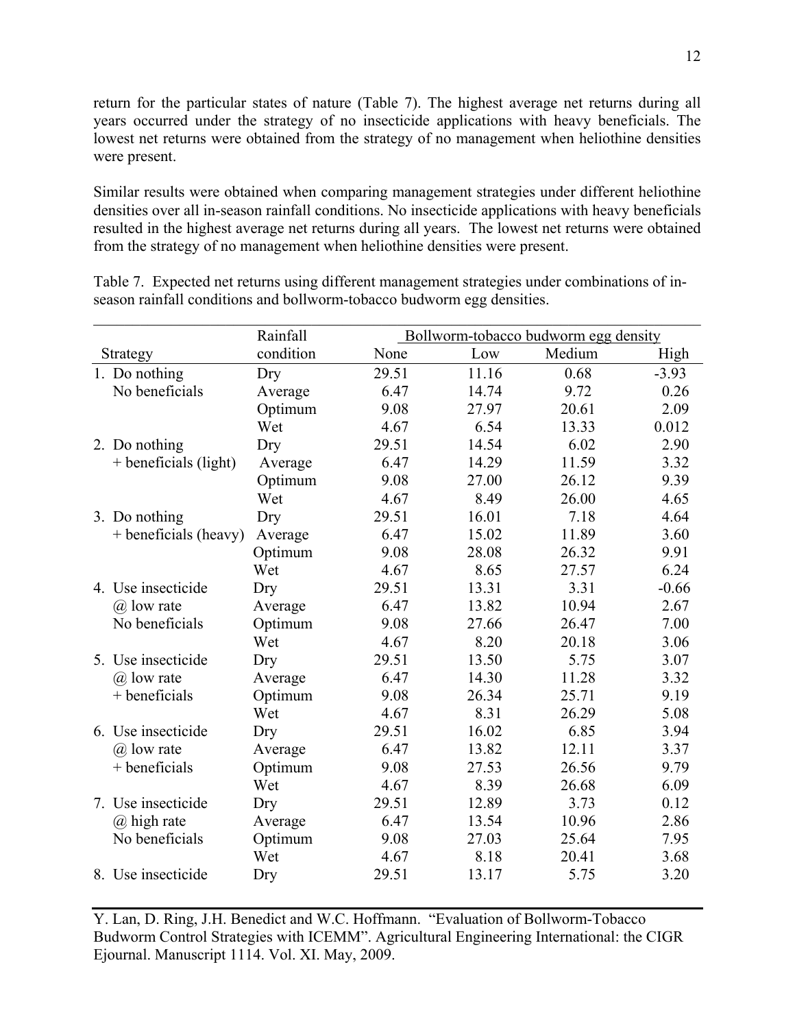return for the particular states of nature (Table 7). The highest average net returns during all years occurred under the strategy of no insecticide applications with heavy beneficials. The lowest net returns were obtained from the strategy of no management when heliothine densities were present.

Similar results were obtained when comparing management strategies under different heliothine densities over all in-season rainfall conditions. No insecticide applications with heavy beneficials resulted in the highest average net returns during all years. The lowest net returns were obtained from the strategy of no management when heliothine densities were present.

Table 7. Expected net returns using different management strategies under combinations of in-season rainfall conditions and bollworm-tobacco budworm egg densities.

| Strategy | Rainfall condition | Bollworm-tobacco budworm egg density | | | |
|---|---|---|---|---|---|
| | | None | Low | Medium | High |
| 1. Do nothing | Dry | 29.51 | 11.16 | 0.68 | -3.93 |
| No beneficials | Average | 6.47 | 14.74 | 9.72 | 0.26 |
| | Optimum | 9.08 | 27.97 | 20.61 | 2.09 |
| | Wet | 4.67 | 6.54 | 13.33 | 0.012 |
| 2. Do nothing | Dry | 29.51 | 14.54 | 6.02 | 2.90 |
| + beneficials (light) | Average | 6.47 | 14.29 | 11.59 | 3.32 |
| | Optimum | 9.08 | 27.00 | 26.12 | 9.39 |
| | Wet | 4.67 | 8.49 | 26.00 | 4.65 |
| 3. Do nothing | Dry | 29.51 | 16.01 | 7.18 | 4.64 |
| + beneficials (heavy) | Average | 6.47 | 15.02 | 11.89 | 3.60 |
| | Optimum | 9.08 | 28.08 | 26.32 | 9.91 |
| | Wet | 4.67 | 8.65 | 27.57 | 6.24 |
| 4. Use insecticide | Dry | 29.51 | 13.31 | 3.31 | -0.66 |
| @ low rate | Average | 6.47 | 13.82 | 10.94 | 2.67 |
| No beneficials | Optimum | 9.08 | 27.66 | 26.47 | 7.00 |
| | Wet | 4.67 | 8.20 | 20.18 | 3.06 |
| 5. Use insecticide | Dry | 29.51 | 13.50 | 5.75 | 3.07 |
| @ low rate | Average | 6.47 | 14.30 | 11.28 | 3.32 |
| + beneficials | Optimum | 9.08 | 26.34 | 25.71 | 9.19 |
| | Wet | 4.67 | 8.31 | 26.29 | 5.08 |
| 6. Use insecticide | Dry | 29.51 | 16.02 | 6.85 | 3.94 |
| @ low rate | Average | 6.47 | 13.82 | 12.11 | 3.37 |
| + beneficials | Optimum | 9.08 | 27.53 | 26.56 | 9.79 |
| | Wet | 4.67 | 8.39 | 26.68 | 6.09 |
| 7. Use insecticide | Dry | 29.51 | 12.89 | 3.73 | 0.12 |
| @ high rate | Average | 6.47 | 13.54 | 10.96 | 2.86 |
| No beneficials | Optimum | 9.08 | 27.03 | 25.64 | 7.95 |
| | Wet | 4.67 | 8.18 | 20.41 | 3.68 |
| 8. Use insecticide | Dry | 29.51 | 13.17 | 5.75 | 3.20 |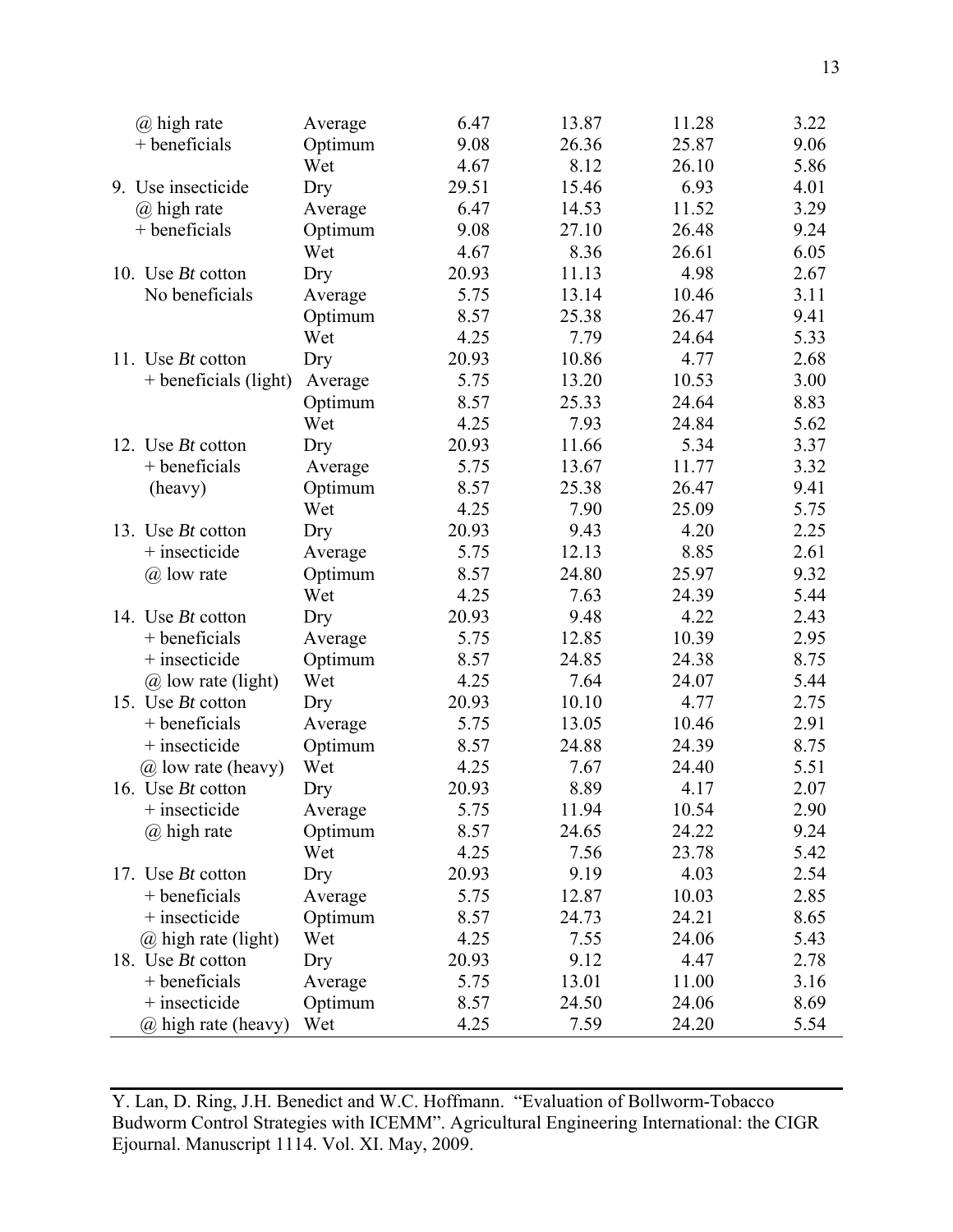| | | | | | |
|---|---|---|---|---|---|
| @ high rate | Average | 6.47 | 13.87 | 11.28 | 3.22 |
| + beneficials | Optimum | 9.08 | 26.36 | 25.87 | 9.06 |
| | Wet | 4.67 | 8.12 | 26.10 | 5.86 |
| 9. Use insecticide | Dry | 29.51 | 15.46 | 6.93 | 4.01 |
| @ high rate | Average | 6.47 | 14.53 | 11.52 | 3.29 |
| + beneficials | Optimum | 9.08 | 27.10 | 26.48 | 9.24 |
| | Wet | 4.67 | 8.36 | 26.61 | 6.05 |
| 10. Use *Bt* cotton | Dry | 20.93 | 11.13 | 4.98 | 2.67 |
| No beneficials | Average | 5.75 | 13.14 | 10.46 | 3.11 |
| | Optimum | 8.57 | 25.38 | 26.47 | 9.41 |
| | Wet | 4.25 | 7.79 | 24.64 | 5.33 |
| 11. Use *Bt* cotton | Dry | 20.93 | 10.86 | 4.77 | 2.68 |
| + beneficials (light) | Average | 5.75 | 13.20 | 10.53 | 3.00 |
| | Optimum | 8.57 | 25.33 | 24.64 | 8.83 |
| | Wet | 4.25 | 7.93 | 24.84 | 5.62 |
| 12. Use *Bt* cotton | Dry | 20.93 | 11.66 | 5.34 | 3.37 |
| + beneficials | Average | 5.75 | 13.67 | 11.77 | 3.32 |
| (heavy) | Optimum | 8.57 | 25.38 | 26.47 | 9.41 |
| | Wet | 4.25 | 7.90 | 25.09 | 5.75 |
| 13. Use *Bt* cotton | Dry | 20.93 | 9.43 | 4.20 | 2.25 |
| + insecticide | Average | 5.75 | 12.13 | 8.85 | 2.61 |
| @ low rate | Optimum | 8.57 | 24.80 | 25.97 | 9.32 |
| | Wet | 4.25 | 7.63 | 24.39 | 5.44 |
| 14. Use *Bt* cotton | Dry | 20.93 | 9.48 | 4.22 | 2.43 |
| + beneficials | Average | 5.75 | 12.85 | 10.39 | 2.95 |
| + insecticide | Optimum | 8.57 | 24.85 | 24.38 | 8.75 |
| @ low rate (light) | Wet | 4.25 | 7.64 | 24.07 | 5.44 |
| 15. Use *Bt* cotton | Dry | 20.93 | 10.10 | 4.77 | 2.75 |
| + beneficials | Average | 5.75 | 13.05 | 10.46 | 2.91 |
| + insecticide | Optimum | 8.57 | 24.88 | 24.39 | 8.75 |
| @ low rate (heavy) | Wet | 4.25 | 7.67 | 24.40 | 5.51 |
| 16. Use *Bt* cotton | Dry | 20.93 | 8.89 | 4.17 | 2.07 |
| + insecticide | Average | 5.75 | 11.94 | 10.54 | 2.90 |
| @ high rate | Optimum | 8.57 | 24.65 | 24.22 | 9.24 |
| | Wet | 4.25 | 7.56 | 23.78 | 5.42 |
| 17. Use *Bt* cotton | Dry | 20.93 | 9.19 | 4.03 | 2.54 |
| + beneficials | Average | 5.75 | 12.87 | 10.03 | 2.85 |
| + insecticide | Optimum | 8.57 | 24.73 | 24.21 | 8.65 |
| @ high rate (light) | Wet | 4.25 | 7.55 | 24.06 | 5.43 |
| 18. Use *Bt* cotton | Dry | 20.93 | 9.12 | 4.47 | 2.78 |
| + beneficials | Average | 5.75 | 13.01 | 11.00 | 3.16 |
| + insecticide | Optimum | 8.57 | 24.50 | 24.06 | 8.69 |
| @ high rate (heavy) | Wet | 4.25 | 7.59 | 24.20 | 5.54 |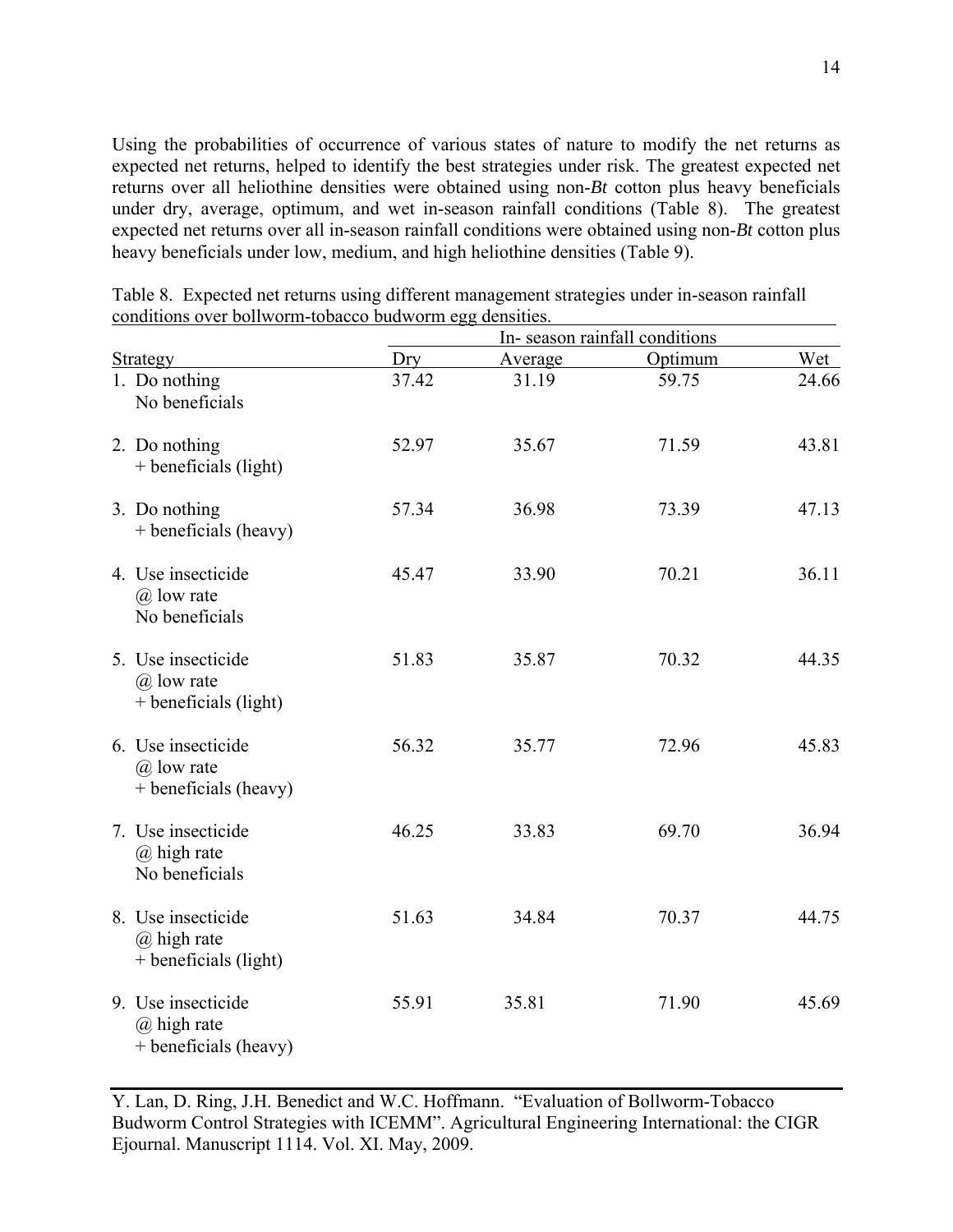Using the probabilities of occurrence of various states of nature to modify the net returns as expected net returns, helped to identify the best strategies under risk. The greatest expected net returns over all heliothine densities were obtained using non-*Bt* cotton plus heavy beneficials under dry, average, optimum, and wet in-season rainfall conditions (Table 8). The greatest expected net returns over all in-season rainfall conditions were obtained using non-*Bt* cotton plus heavy beneficials under low, medium, and high heliothine densities (Table 9).

Table 8. Expected net returns using different management strategies under in-season rainfall conditions over bollworm-tobacco budworm egg densities.

| | In- season rainfall conditions | | | |
|---|---|---|---|---|
| Strategy | Dry | Average | Optimum | Wet |
| 1. Do nothing<br>No beneficials | 37.42 | 31.19 | 59.75 | 24.66 |
| 2. Do nothing<br>+ beneficials (light) | 52.97 | 35.67 | 71.59 | 43.81 |
| 3. Do nothing<br>+ beneficials (heavy) | 57.34 | 36.98 | 73.39 | 47.13 |
| 4. Use insecticide<br>@ low rate<br>No beneficials | 45.47 | 33.90 | 70.21 | 36.11 |
| 5. Use insecticide<br>@ low rate<br>+ beneficials (light) | 51.83 | 35.87 | 70.32 | 44.35 |
| 6. Use insecticide<br>@ low rate<br>+ beneficials (heavy) | 56.32 | 35.77 | 72.96 | 45.83 |
| 7. Use insecticide<br>@ high rate<br>No beneficials | 46.25 | 33.83 | 69.70 | 36.94 |
| 8. Use insecticide<br>@ high rate<br>+ beneficials (light) | 51.63 | 34.84 | 70.37 | 44.75 |
| 9. Use insecticide<br>@ high rate<br>+ beneficials (heavy) | 55.91 | 35.81 | 71.90 | 45.69 |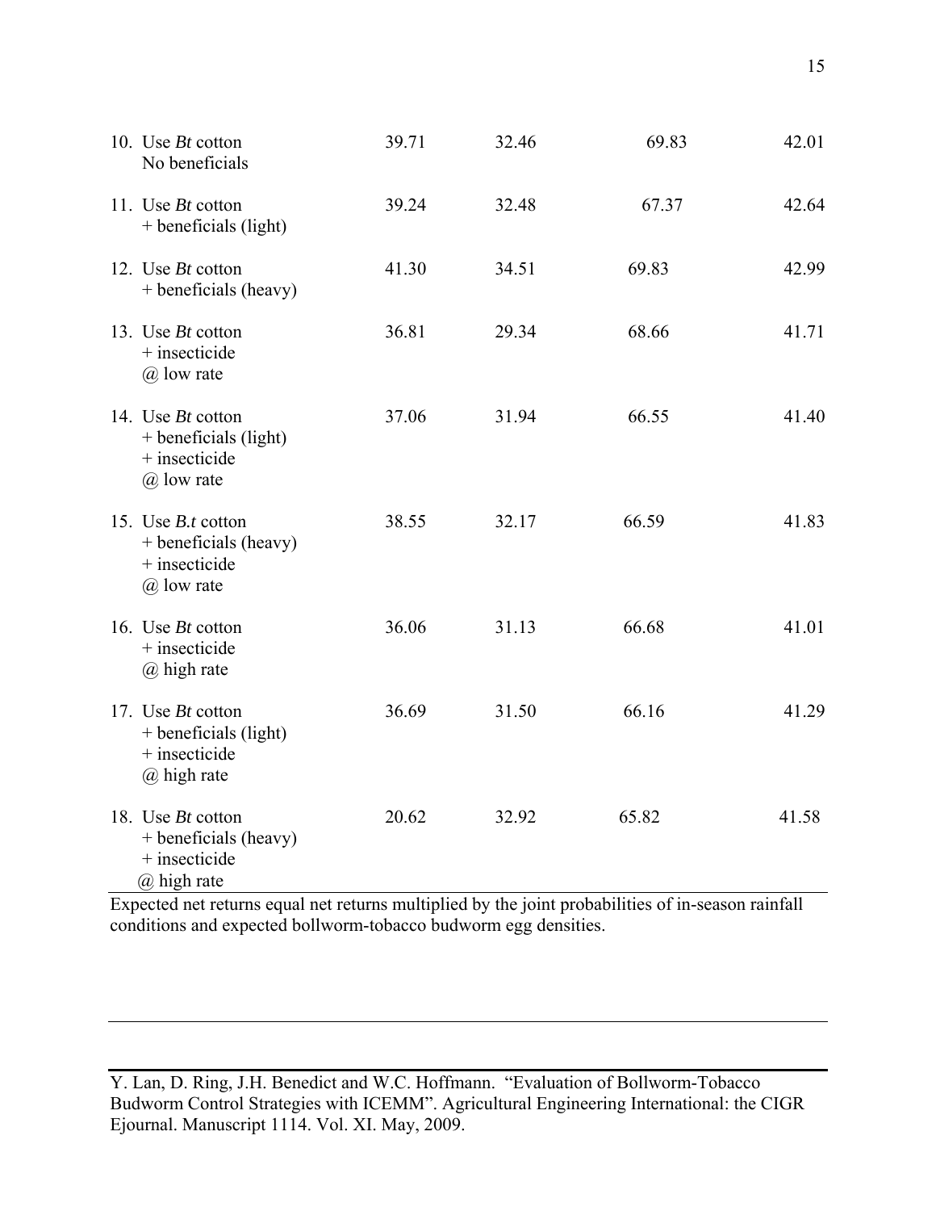| | | | | |
|---|---|---|---|---|
| 10. Use *Bt* cotton No beneficials | 39.71 | 32.46 | 69.83 | 42.01 |
| 11. Use *Bt* cotton + beneficials (light) | 39.24 | 32.48 | 67.37 | 42.64 |
| 12. Use *Bt* cotton + beneficials (heavy) | 41.30 | 34.51 | 69.83 | 42.99 |
| 13. Use *Bt* cotton + insecticide @ low rate | 36.81 | 29.34 | 68.66 | 41.71 |
| 14. Use *Bt* cotton + beneficials (light) + insecticide @ low rate | 37.06 | 31.94 | 66.55 | 41.40 |
| 15. Use *B.t* cotton + beneficials (heavy) + insecticide @ low rate | 38.55 | 32.17 | 66.59 | 41.83 |
| 16. Use *Bt* cotton + insecticide @ high rate | 36.06 | 31.13 | 66.68 | 41.01 |
| 17. Use *Bt* cotton + beneficials (light) + insecticide @ high rate | 36.69 | 31.50 | 66.16 | 41.29 |
| 18. Use *Bt* cotton + beneficials (heavy) + insecticide @ high rate | 20.62 | 32.92 | 65.82 | 41.58 |

Expected net returns equal net returns multiplied by the joint probabilities of in-season rainfall conditions and expected bollworm-tobacco budworm egg densities.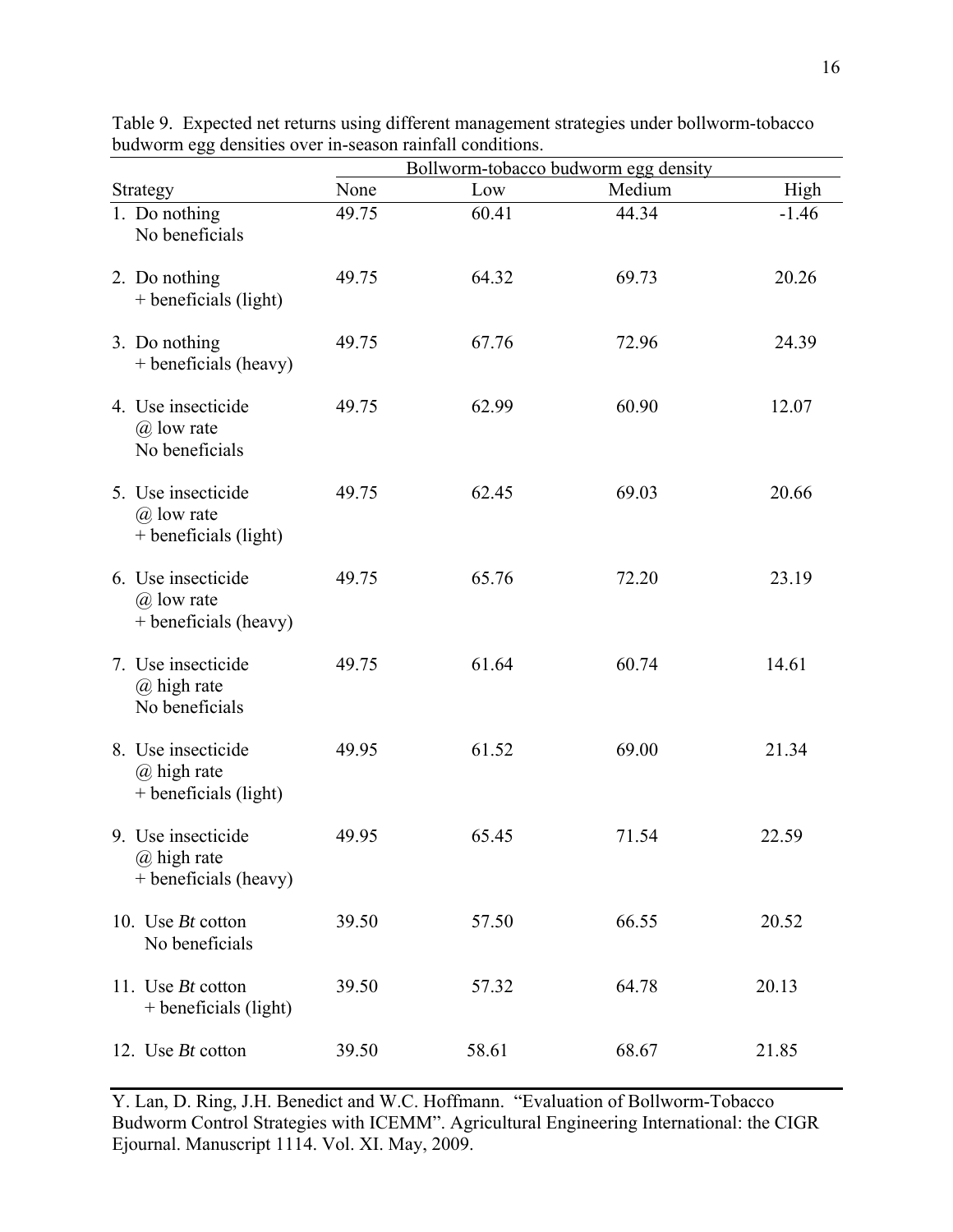Table 9. Expected net returns using different management strategies under bollworm-tobacco budworm egg densities over in-season rainfall conditions.

| | Bollworm-tobacco budworm egg density | | | |
|---|---|---|---|---|
| Strategy | None | Low | Medium | High |
| 1. Do nothing<br>No beneficials | 49.75 | 60.41 | 44.34 | -1.46 |
| 2. Do nothing<br>+ beneficials (light) | 49.75 | 64.32 | 69.73 | 20.26 |
| 3. Do nothing<br>+ beneficials (heavy) | 49.75 | 67.76 | 72.96 | 24.39 |
| 4. Use insecticide<br>@ low rate<br>No beneficials | 49.75 | 62.99 | 60.90 | 12.07 |
| 5. Use insecticide<br>@ low rate<br>+ beneficials (light) | 49.75 | 62.45 | 69.03 | 20.66 |
| 6. Use insecticide<br>@ low rate<br>+ beneficials (heavy) | 49.75 | 65.76 | 72.20 | 23.19 |
| 7. Use insecticide<br>@ high rate<br>No beneficials | 49.75 | 61.64 | 60.74 | 14.61 |
| 8. Use insecticide<br>@ high rate<br>+ beneficials (light) | 49.95 | 61.52 | 69.00 | 21.34 |
| 9. Use insecticide<br>@ high rate<br>+ beneficials (heavy) | 49.95 | 65.45 | 71.54 | 22.59 |
| 10. Use *Bt* cotton<br>No beneficials | 39.50 | 57.50 | 66.55 | 20.52 |
| 11. Use *Bt* cotton<br>+ beneficials (light) | 39.50 | 57.32 | 64.78 | 20.13 |
| 12. Use *Bt* cotton | 39.50 | 58.61 | 68.67 | 21.85 |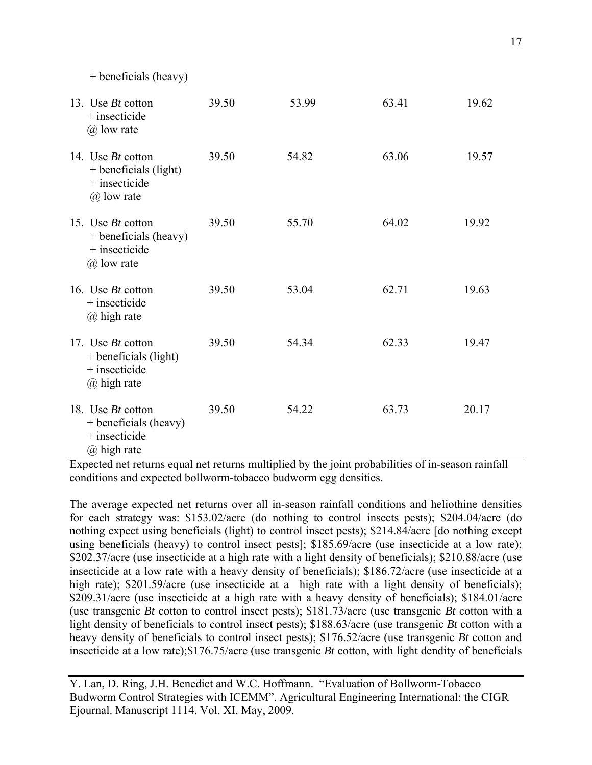| | | | | |
|---|---|---|---|---|
| + beneficials (heavy) | | | | |
| 13. Use *Bt* cotton + insecticide @ low rate | 39.50 | 53.99 | 63.41 | 19.62 |
| 14. Use *Bt* cotton + beneficials (light) + insecticide @ low rate | 39.50 | 54.82 | 63.06 | 19.57 |
| 15. Use *Bt* cotton + beneficials (heavy) + insecticide @ low rate | 39.50 | 55.70 | 64.02 | 19.92 |
| 16. Use *Bt* cotton + insecticide @ high rate | 39.50 | 53.04 | 62.71 | 19.63 |
| 17. Use *Bt* cotton + beneficials (light) + insecticide @ high rate | 39.50 | 54.34 | 62.33 | 19.47 |
| 18. Use *Bt* cotton + beneficials (heavy) + insecticide @ high rate | 39.50 | 54.22 | 63.73 | 20.17 |

Expected net returns equal net returns multiplied by the joint probabilities of in-season rainfall conditions and expected bollworm-tobacco budworm egg densities.

The average expected net returns over all in-season rainfall conditions and heliothine densities for each strategy was: $153.02/acre (do nothing to control insects pests); $204.04/acre (do nothing expect using beneficials (light) to control insect pests); $214.84/acre [do nothing except using beneficials (heavy) to control insect pests]; $185.69/acre (use insecticide at a low rate); $202.37/acre (use insecticide at a high rate with a light density of beneficials); $210.88/acre (use insecticide at a low rate with a heavy density of beneficials); $186.72/acre (use insecticide at a high rate); $201.59/acre (use insecticide at a high rate with a light density of beneficials); $209.31/acre (use insecticide at a high rate with a heavy density of beneficials); $184.01/acre (use transgenic *Bt* cotton to control insect pests); $181.73/acre (use transgenic *Bt* cotton with a light density of beneficials to control insect pests); $188.63/acre (use transgenic *Bt* cotton with a heavy density of beneficials to control insect pests); $176.52/acre (use transgenic *Bt* cotton and insecticide at a low rate);$176.75/acre (use transgenic *Bt* cotton, with light dendity of beneficials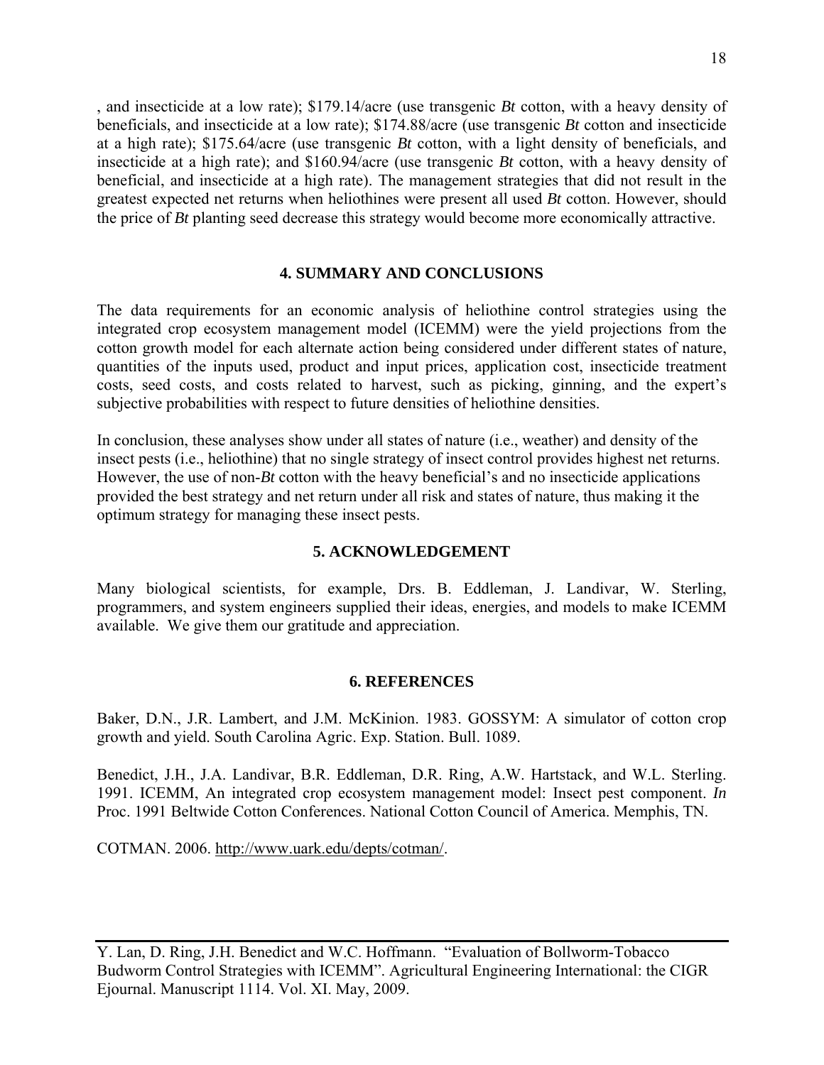, and insecticide at a low rate); $179.14/acre (use transgenic *Bt* cotton, with a heavy density of beneficials, and insecticide at a low rate); $174.88/acre (use transgenic *Bt* cotton and insecticide at a high rate); $175.64/acre (use transgenic *Bt* cotton, with a light density of beneficials, and insecticide at a high rate); and $160.94/acre (use transgenic *Bt* cotton, with a heavy density of beneficial, and insecticide at a high rate). The management strategies that did not result in the greatest expected net returns when heliothines were present all used *Bt* cotton. However, should the price of *Bt* planting seed decrease this strategy would become more economically attractive.

## 4. SUMMARY AND CONCLUSIONS

The data requirements for an economic analysis of heliothine control strategies using the integrated crop ecosystem management model (ICEMM) were the yield projections from the cotton growth model for each alternate action being considered under different states of nature, quantities of the inputs used, product and input prices, application cost, insecticide treatment costs, seed costs, and costs related to harvest, such as picking, ginning, and the expert's subjective probabilities with respect to future densities of heliothine densities.

In conclusion, these analyses show under all states of nature (i.e., weather) and density of the insect pests (i.e., heliothine) that no single strategy of insect control provides highest net returns. However, the use of non-*Bt* cotton with the heavy beneficial's and no insecticide applications provided the best strategy and net return under all risk and states of nature, thus making it the optimum strategy for managing these insect pests.

## 5. ACKNOWLEDGEMENT

Many biological scientists, for example, Drs. B. Eddleman, J. Landivar, W. Sterling, programmers, and system engineers supplied their ideas, energies, and models to make ICEMM available. We give them our gratitude and appreciation.

## 6. REFERENCES

Baker, D.N., J.R. Lambert, and J.M. McKinion. 1983. GOSSYM: A simulator of cotton crop growth and yield. South Carolina Agric. Exp. Station. Bull. 1089.

Benedict, J.H., J.A. Landivar, B.R. Eddleman, D.R. Ring, A.W. Hartstack, and W.L. Sterling. 1991. ICEMM, An integrated crop ecosystem management model: Insect pest component. *In* Proc. 1991 Beltwide Cotton Conferences. National Cotton Council of America. Memphis, TN.

COTMAN. 2006. http://www.uark.edu/depts/cotman/.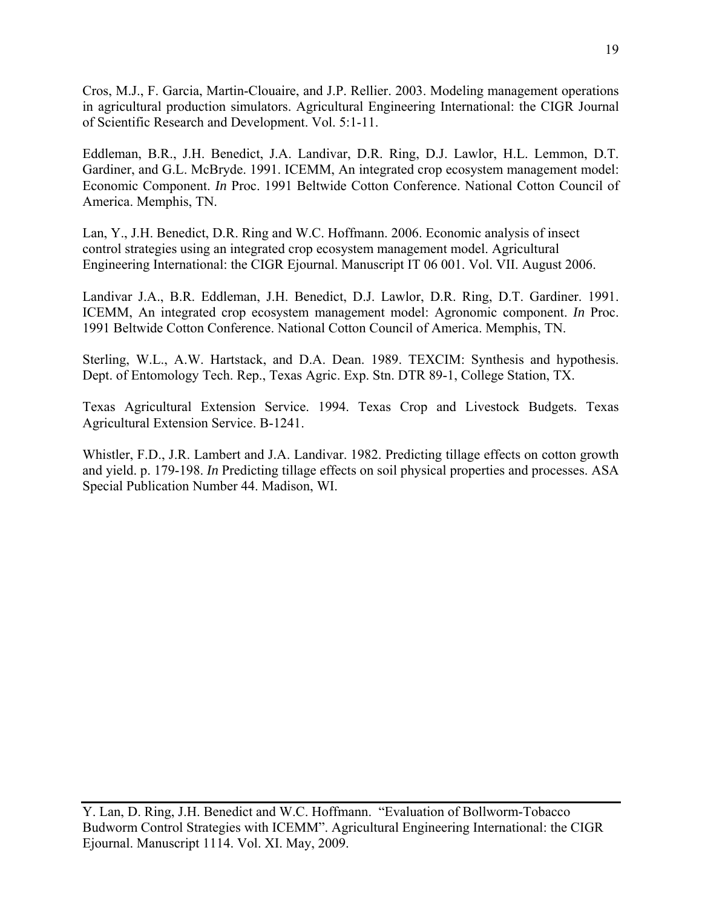Cros, M.J., F. Garcia, Martin-Clouaire, and J.P. Rellier. 2003. Modeling management operations in agricultural production simulators. Agricultural Engineering International: the CIGR Journal of Scientific Research and Development. Vol. 5:1-11.

Eddleman, B.R., J.H. Benedict, J.A. Landivar, D.R. Ring, D.J. Lawlor, H.L. Lemmon, D.T. Gardiner, and G.L. McBryde. 1991. ICEMM, An integrated crop ecosystem management model: Economic Component. *In* Proc. 1991 Beltwide Cotton Conference. National Cotton Council of America. Memphis, TN.

Lan, Y., J.H. Benedict, D.R. Ring and W.C. Hoffmann. 2006. Economic analysis of insect control strategies using an integrated crop ecosystem management model. Agricultural Engineering International: the CIGR Ejournal. Manuscript IT 06 001. Vol. VII. August 2006.

Landivar J.A., B.R. Eddleman, J.H. Benedict, D.J. Lawlor, D.R. Ring, D.T. Gardiner. 1991. ICEMM, An integrated crop ecosystem management model: Agronomic component. *In* Proc. 1991 Beltwide Cotton Conference. National Cotton Council of America. Memphis, TN.

Sterling, W.L., A.W. Hartstack, and D.A. Dean. 1989. TEXCIM: Synthesis and hypothesis. Dept. of Entomology Tech. Rep., Texas Agric. Exp. Stn. DTR 89-1, College Station, TX.

Texas Agricultural Extension Service. 1994. Texas Crop and Livestock Budgets. Texas Agricultural Extension Service. B-1241.

Whistler, F.D., J.R. Lambert and J.A. Landivar. 1982. Predicting tillage effects on cotton growth and yield. p. 179-198. *In* Predicting tillage effects on soil physical properties and processes. ASA Special Publication Number 44. Madison, WI.